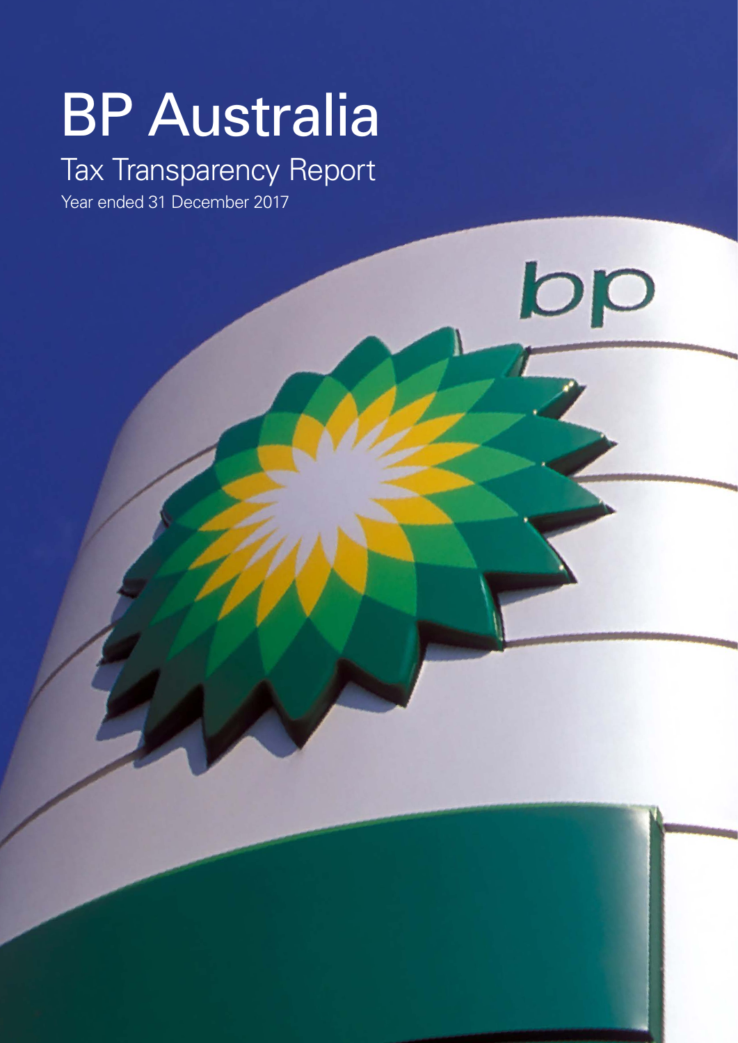# BP Australia

## Tax Transparency Report

Year ended 31 December 2017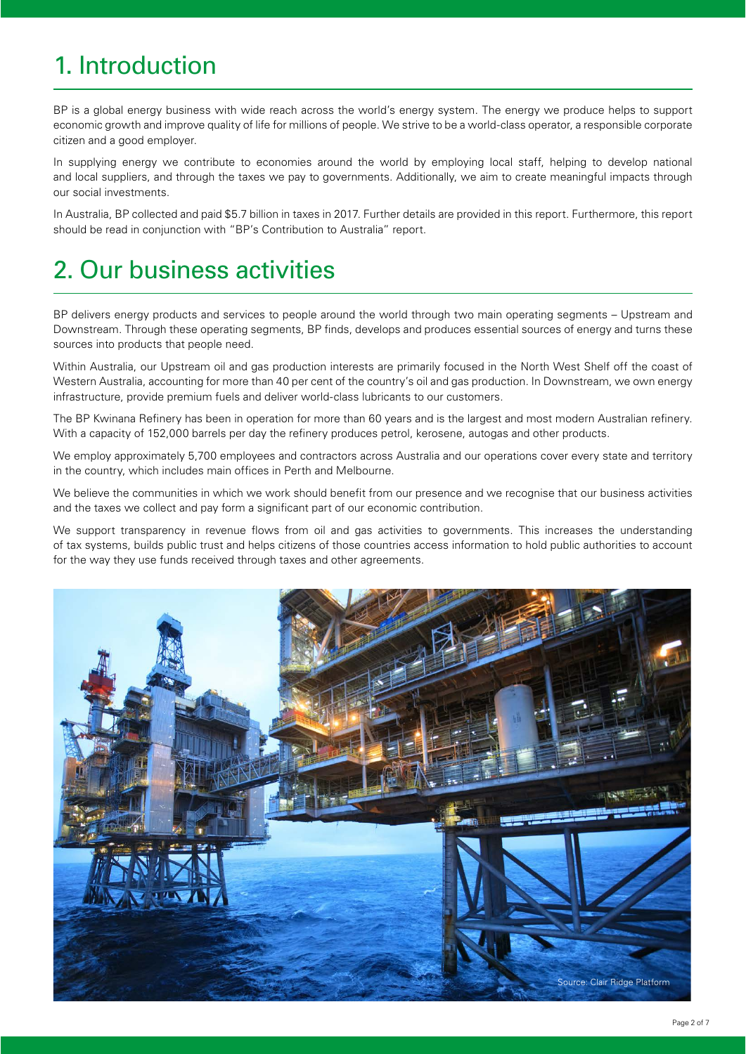# 1. Introduction

BP is a global energy business with wide reach across the world's energy system. The energy we produce helps to support economic growth and improve quality of life for millions of people. We strive to be a world-class operator, a responsible corporate citizen and a good employer.

In supplying energy we contribute to economies around the world by employing local staff, helping to develop national and local suppliers, and through the taxes we pay to governments. Additionally, we aim to create meaningful impacts through our social investments.

In Australia, BP collected and paid $5.7 billion in taxes in 2017. Further details are provided in this report. Furthermore, this report should be read in conjunction with "BP's Contribution to Australia" report.

# 2. Our business activities

BP delivers energy products and services to people around the world through two main operating segments – Upstream and Downstream. Through these operating segments, BP finds, develops and produces essential sources of energy and turns these sources into products that people need.

Within Australia, our Upstream oil and gas production interests are primarily focused in the North West Shelf off the coast of Western Australia, accounting for more than 40 per cent of the country's oil and gas production. In Downstream, we own energy infrastructure, provide premium fuels and deliver world-class lubricants to our customers.

The BP Kwinana Refinery has been in operation for more than 60 years and is the largest and most modern Australian refinery. With a capacity of 152,000 barrels per day the refinery produces petrol, kerosene, autogas and other products.

We employ approximately 5,700 employees and contractors across Australia and our operations cover every state and territory in the country, which includes main offices in Perth and Melbourne.

We believe the communities in which we work should benefit from our presence and we recognise that our business activities and the taxes we collect and pay form a significant part of our economic contribution.

We support transparency in revenue flows from oil and gas activities to governments. This increases the understanding of tax systems, builds public trust and helps citizens of those countries access information to hold public authorities to account for the way they use funds received through taxes and other agreements.

Source: Clair Ridge Platform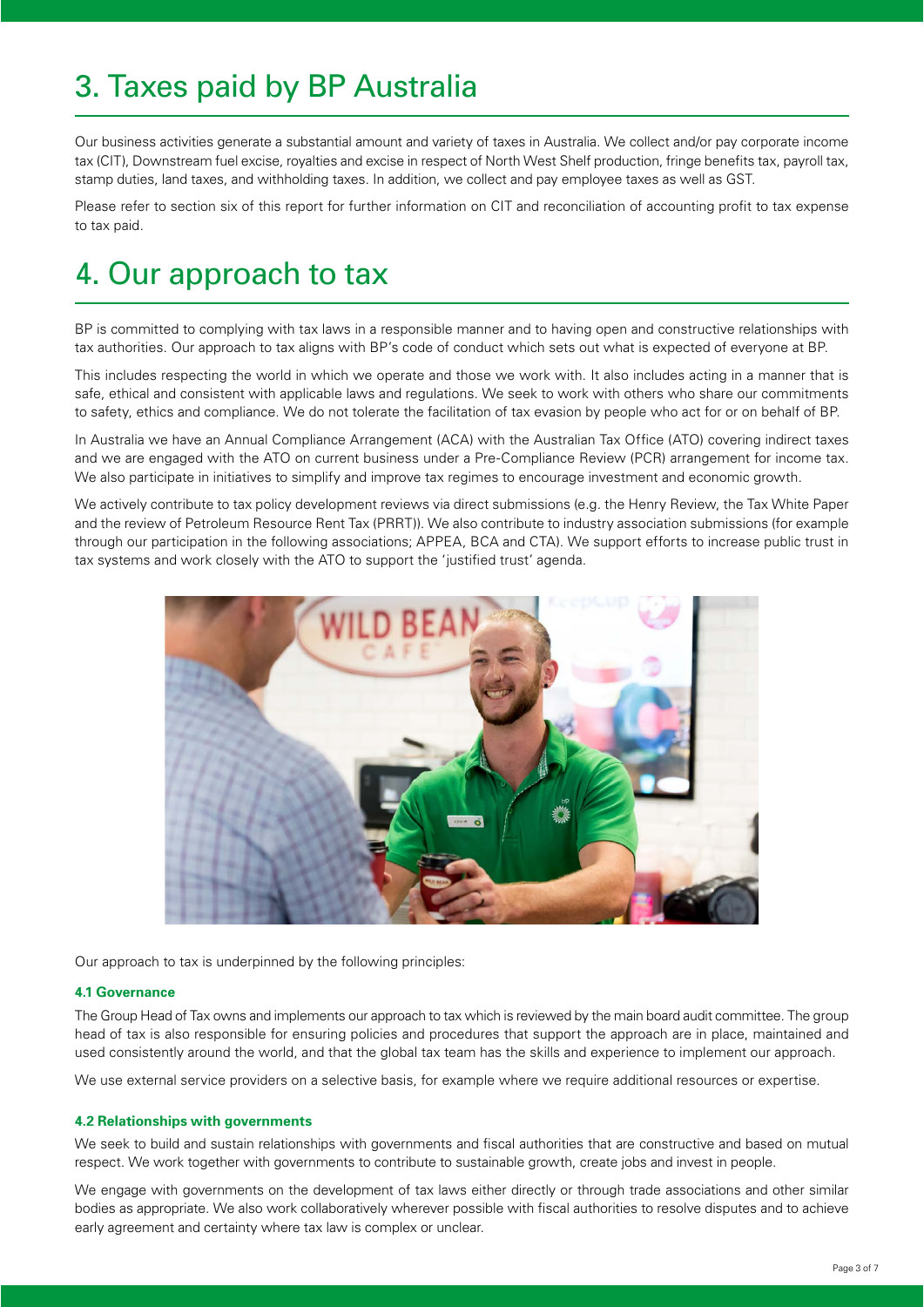# 3. Taxes paid by BP Australia

Our business activities generate a substantial amount and variety of taxes in Australia. We collect and/or pay corporate income tax (CIT), Downstream fuel excise, royalties and excise in respect of North West Shelf production, fringe benefits tax, payroll tax, stamp duties, land taxes, and withholding taxes. In addition, we collect and pay employee taxes as well as GST.

Please refer to section six of this report for further information on CIT and reconciliation of accounting profit to tax expense to tax paid.

# 4. Our approach to tax

BP is committed to complying with tax laws in a responsible manner and to having open and constructive relationships with tax authorities. Our approach to tax aligns with BP's code of conduct which sets out what is expected of everyone at BP.

This includes respecting the world in which we operate and those we work with. It also includes acting in a manner that is safe, ethical and consistent with applicable laws and regulations. We seek to work with others who share our commitments to safety, ethics and compliance. We do not tolerate the facilitation of tax evasion by people who act for or on behalf of BP.

In Australia we have an Annual Compliance Arrangement (ACA) with the Australian Tax Office (ATO) covering indirect taxes and we are engaged with the ATO on current business under a Pre-Compliance Review (PCR) arrangement for income tax. We also participate in initiatives to simplify and improve tax regimes to encourage investment and economic growth.

We actively contribute to tax policy development reviews via direct submissions (e.g. the Henry Review, the Tax White Paper and the review of Petroleum Resource Rent Tax (PRRT)). We also contribute to industry association submissions (for example through our participation in the following associations; APPEA, BCA and CTA). We support efforts to increase public trust in tax systems and work closely with the ATO to support the 'justified trust' agenda.

Our approach to tax is underpinned by the following principles:

**4.1 Governance**

The Group Head of Tax owns and implements our approach to tax which is reviewed by the main board audit committee. The group head of tax is also responsible for ensuring policies and procedures that support the approach are in place, maintained and used consistently around the world, and that the global tax team has the skills and experience to implement our approach.

We use external service providers on a selective basis, for example where we require additional resources or expertise.

**4.2 Relationships with governments**

We seek to build and sustain relationships with governments and fiscal authorities that are constructive and based on mutual respect. We work together with governments to contribute to sustainable growth, create jobs and invest in people.

We engage with governments on the development of tax laws either directly or through trade associations and other similar bodies as appropriate. We also work collaboratively wherever possible with fiscal authorities to resolve disputes and to achieve early agreement and certainty where tax law is complex or unclear.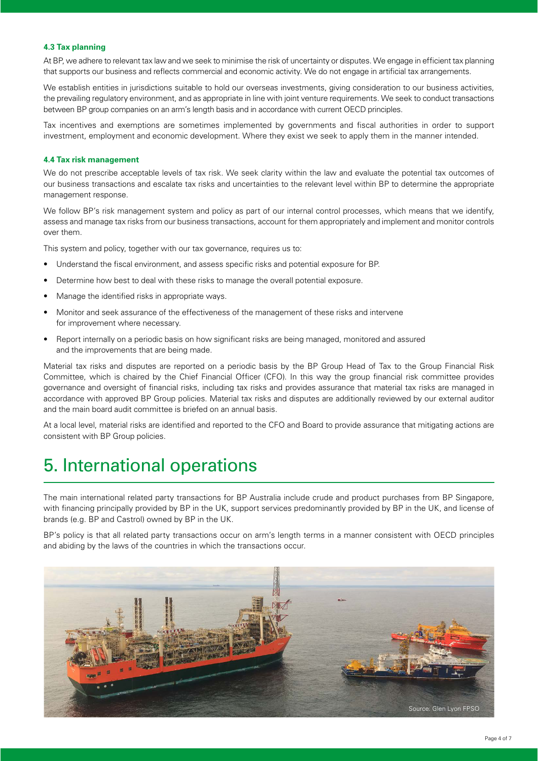#### 4.3 Tax planning

At BP, we adhere to relevant tax law and we seek to minimise the risk of uncertainty or disputes. We engage in efficient tax planning that supports our business and reflects commercial and economic activity. We do not engage in artificial tax arrangements.

We establish entities in jurisdictions suitable to hold our overseas investments, giving consideration to our business activities, the prevailing regulatory environment, and as appropriate in line with joint venture requirements. We seek to conduct transactions between BP group companies on an arm's length basis and in accordance with current OECD principles.

Tax incentives and exemptions are sometimes implemented by governments and fiscal authorities in order to support investment, employment and economic development. Where they exist we seek to apply them in the manner intended.

#### 4.4 Tax risk management

We do not prescribe acceptable levels of tax risk. We seek clarity within the law and evaluate the potential tax outcomes of our business transactions and escalate tax risks and uncertainties to the relevant level within BP to determine the appropriate management response.

We follow BP's risk management system and policy as part of our internal control processes, which means that we identify, assess and manage tax risks from our business transactions, account for them appropriately and implement and monitor controls over them.

This system and policy, together with our tax governance, requires us to:

- Understand the fiscal environment, and assess specific risks and potential exposure for BP.
- Determine how best to deal with these risks to manage the overall potential exposure.
- Manage the identified risks in appropriate ways.
- Monitor and seek assurance of the effectiveness of the management of these risks and intervene for improvement where necessary.
- Report internally on a periodic basis on how significant risks are being managed, monitored and assured and the improvements that are being made.

Material tax risks and disputes are reported on a periodic basis by the BP Group Head of Tax to the Group Financial Risk Committee, which is chaired by the Chief Financial Officer (CFO). In this way the group financial risk committee provides governance and oversight of financial risks, including tax risks and provides assurance that material tax risks are managed in accordance with approved BP Group policies. Material tax risks and disputes are additionally reviewed by our external auditor and the main board audit committee is briefed on an annual basis.

At a local level, material risks are identified and reported to the CFO and Board to provide assurance that mitigating actions are consistent with BP Group policies.

# 5. International operations

The main international related party transactions for BP Australia include crude and product purchases from BP Singapore, with financing principally provided by BP in the UK, support services predominantly provided by BP in the UK, and license of brands (e.g. BP and Castrol) owned by BP in the UK.

BP's policy is that all related party transactions occur on arm's length terms in a manner consistent with OECD principles and abiding by the laws of the countries in which the transactions occur.

Source: Glen Lyon FPSO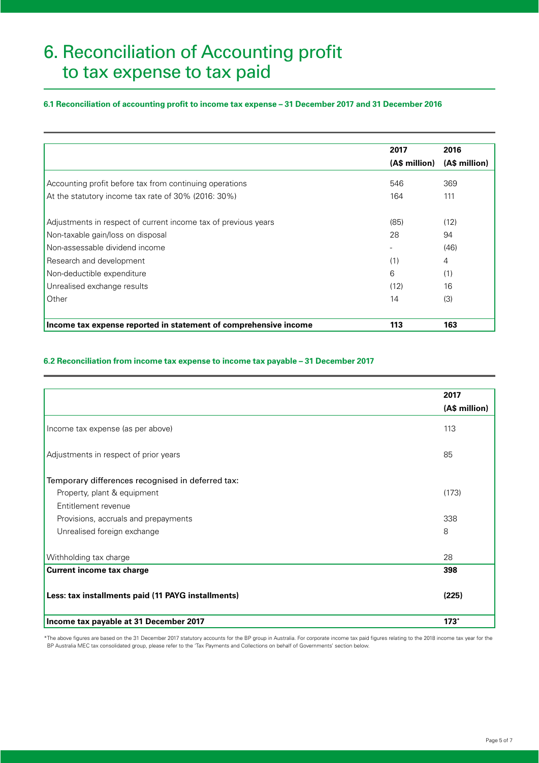# 6. Reconciliation of Accounting profit to tax expense to tax paid

### 6.1 Reconciliation of accounting profit to income tax expense – 31 December 2017 and 31 December 2016

| | 2017 (A$ million) | 2016 (A$ million) |
|---|---|---|
| Accounting profit before tax from continuing operations | 546 | 369 |
| At the statutory income tax rate of 30% (2016: 30%) | 164 | 111 |
| Adjustments in respect of current income tax of previous years | (85) | (12) |
| Non-taxable gain/loss on disposal | 28 | 94 |
| Non-assessable dividend income | - | (46) |
| Research and development | (1) | 4 |
| Non-deductible expenditure | 6 | (1) |
| Unrealised exchange results | (12) | 16 |
| Other | 14 | (3) |
| **Income tax expense reported in statement of comprehensive income** | **113** | **163** |

### 6.2 Reconciliation from income tax expense to income tax payable – 31 December 2017

| | 2017 (A$ million) |
|---|---|
| Income tax expense (as per above) | 113 |
| Adjustments in respect of prior years | 85 |
| Temporary differences recognised in deferred tax: | |
| Property, plant & equipment | (173) |
| Entitlement revenue | |
| Provisions, accruals and prepayments | 338 |
| Unrealised foreign exchange | 8 |
| Withholding tax charge | 28 |
| **Current income tax charge** | **398** |
| **Less: tax installments paid (11 PAYG installments)** | **(225)** |
| **Income tax payable at 31 December 2017** | **173***  |

*The above figures are based on the 31 December 2017 statutory accounts for the BP group in Australia. For corporate income tax paid figures relating to the 2018 income tax year for the BP Australia MEC tax consolidated group, please refer to the 'Tax Payments and Collections on behalf of Governments' section below.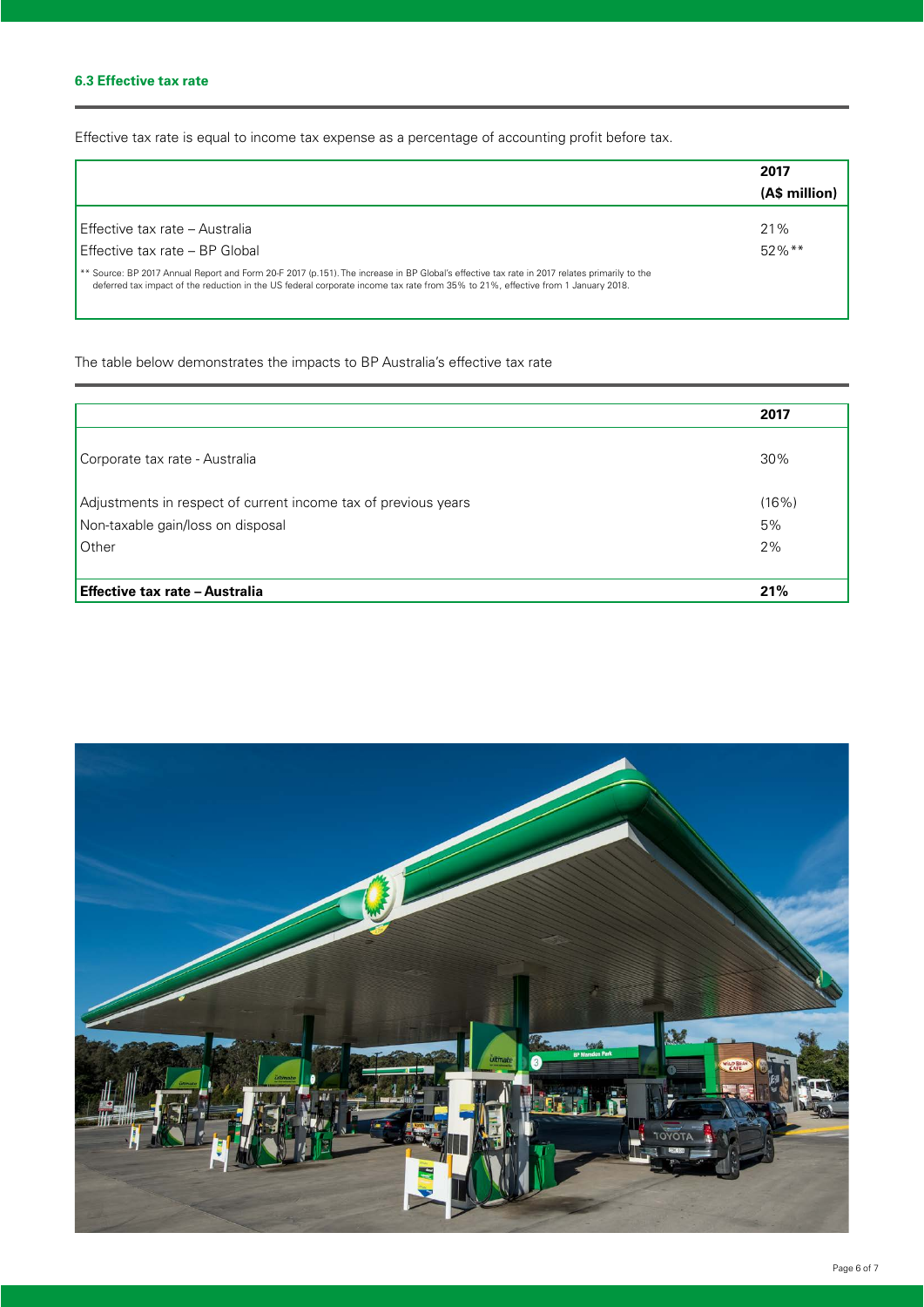### 6.3 Effective tax rate

Effective tax rate is equal to income tax expense as a percentage of accounting profit before tax.

| | **2017 (A$ million)** |
|---|---|
| Effective tax rate – Australia | 21% |
| Effective tax rate – BP Global | 52%** |

** Source: BP 2017 Annual Report and Form 20-F 2017 (p.151). The increase in BP Global's effective tax rate in 2017 relates primarily to the deferred tax impact of the reduction in the US federal corporate income tax rate from 35% to 21%, effective from 1 January 2018.

The table below demonstrates the impacts to BP Australia's effective tax rate

| | **2017** |
|---|---|
| Corporate tax rate - Australia | 30% |
| Adjustments in respect of current income tax of previous years | (16%) |
| Non-taxable gain/loss on disposal | 5% |
| Other | 2% |
| **Effective tax rate – Australia** | **21%** |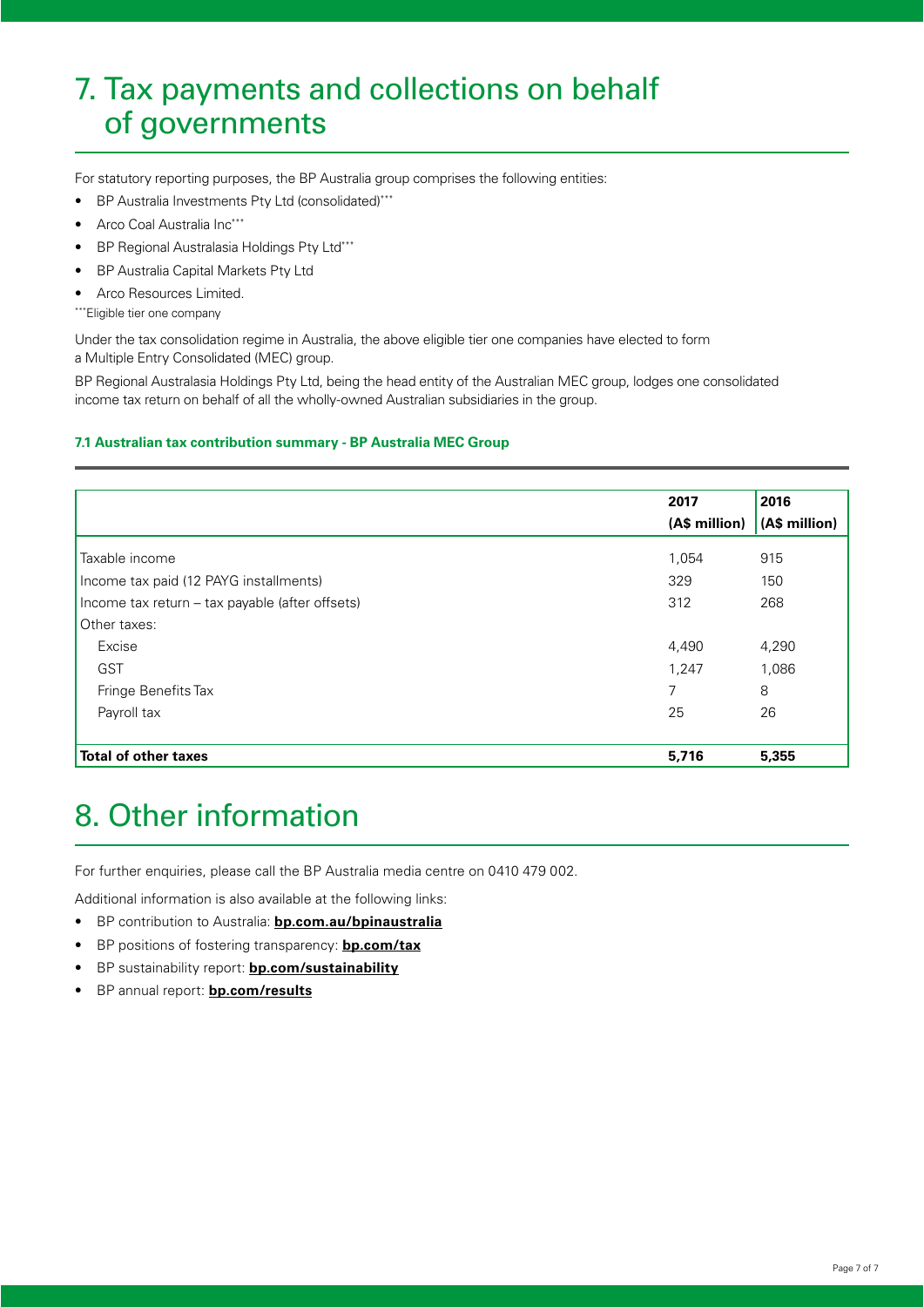# 7. Tax payments and collections on behalf of governments

For statutory reporting purposes, the BP Australia group comprises the following entities:

- BP Australia Investments Pty Ltd (consolidated)***
- Arco Coal Australia Inc***
- BP Regional Australasia Holdings Pty Ltd***
- BP Australia Capital Markets Pty Ltd
- Arco Resources Limited.

***Eligible tier one company

Under the tax consolidation regime in Australia, the above eligible tier one companies have elected to form a Multiple Entry Consolidated (MEC) group.

BP Regional Australasia Holdings Pty Ltd, being the head entity of the Australian MEC group, lodges one consolidated income tax return on behalf of all the wholly-owned Australian subsidiaries in the group.

### 7.1 Australian tax contribution summary - BP Australia MEC Group

| | 2017 (A$ million) | 2016 (A$ million) |
|---|---|---|
| Taxable income | 1,054 | 915 |
| Income tax paid (12 PAYG installments) | 329 | 150 |
| Income tax return – tax payable (after offsets) | 312 | 268 |
| Other taxes: | | |
| Excise | 4,490 | 4,290 |
| GST | 1,247 | 1,086 |
| Fringe Benefits Tax | 7 | 8 |
| Payroll tax | 25 | 26 |
| **Total of other taxes** | **5,716** | **5,355** |

# 8. Other information

For further enquiries, please call the BP Australia media centre on 0410 479 002.

Additional information is also available at the following links:

- BP contribution to Australia: **bp.com.au/bpinaustralia**
- BP positions of fostering transparency: **bp.com/tax**
- BP sustainability report: **bp.com/sustainability**
- BP annual report: **bp.com/results**